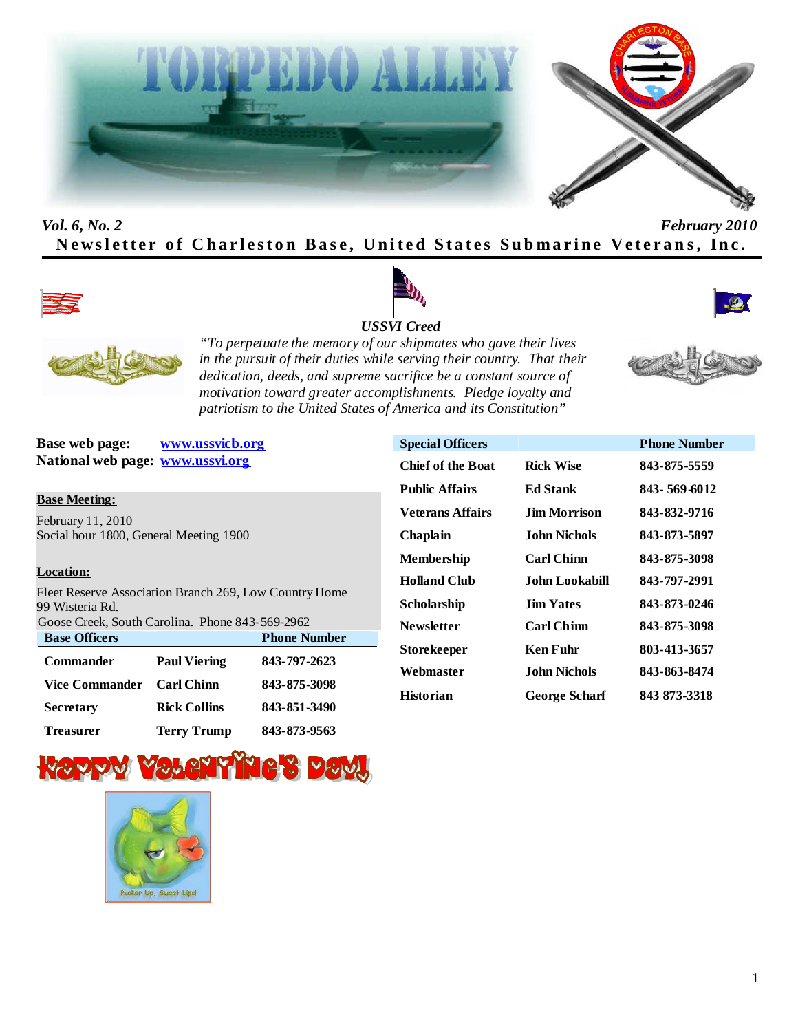# TORPEDO ALLEY

*Vol. 6, No. 2* *February 2010*

**Newsletter of Charleston Base, United States Submarine Veterans, Inc.**

***USSVI Creed***

*"To perpetuate the memory of our shipmates who gave their lives in the pursuit of their duties while serving their country. That their dedication, deeds, and supreme sacrifice be a constant source of motivation toward greater accomplishments. Pledge loyalty and patriotism to the United States of America and its Constitution"*

**Base web page:** www.ussvicb.org
**National web page:** www.ussvi.org

**Base Meeting:**

February 11, 2010
Social hour 1800, General Meeting 1900

**Location:**

Fleet Reserve Association Branch 269, Low Country Home
99 Wisteria Rd.
Goose Creek, South Carolina. Phone 843-569-2962

| Base Officers | | Phone Number |
|---|---|---|
| Commander | Paul Viering | 843-797-2623 |
| Vice Commander | Carl Chinn | 843-875-3098 |
| Secretary | Rick Collins | 843-851-3490 |
| Treasurer | Terry Trump | 843-873-9563 |

| Special Officers | | Phone Number |
|---|---|---|
| Chief of the Boat | Rick Wise | 843-875-5559 |
| Public Affairs | Ed Stank | 843- 569-6012 |
| Veterans Affairs | Jim Morrison | 843-832-9716 |
| Chaplain | John Nichols | 843-873-5897 |
| Membership | Carl Chinn | 843-875-3098 |
| Holland Club | John Lookabill | 843-797-2991 |
| Scholarship | Jim Yates | 843-873-0246 |
| Newsletter | Carl Chinn | 843-875-3098 |
| Storekeeper | Ken Fuhr | 803-413-3657 |
| Webmaster | John Nichols | 843-863-8474 |
| Historian | George Scharf | 843 873-3318 |

**Happy Valentine's Day!**

Pucker Up, Sweet Lips!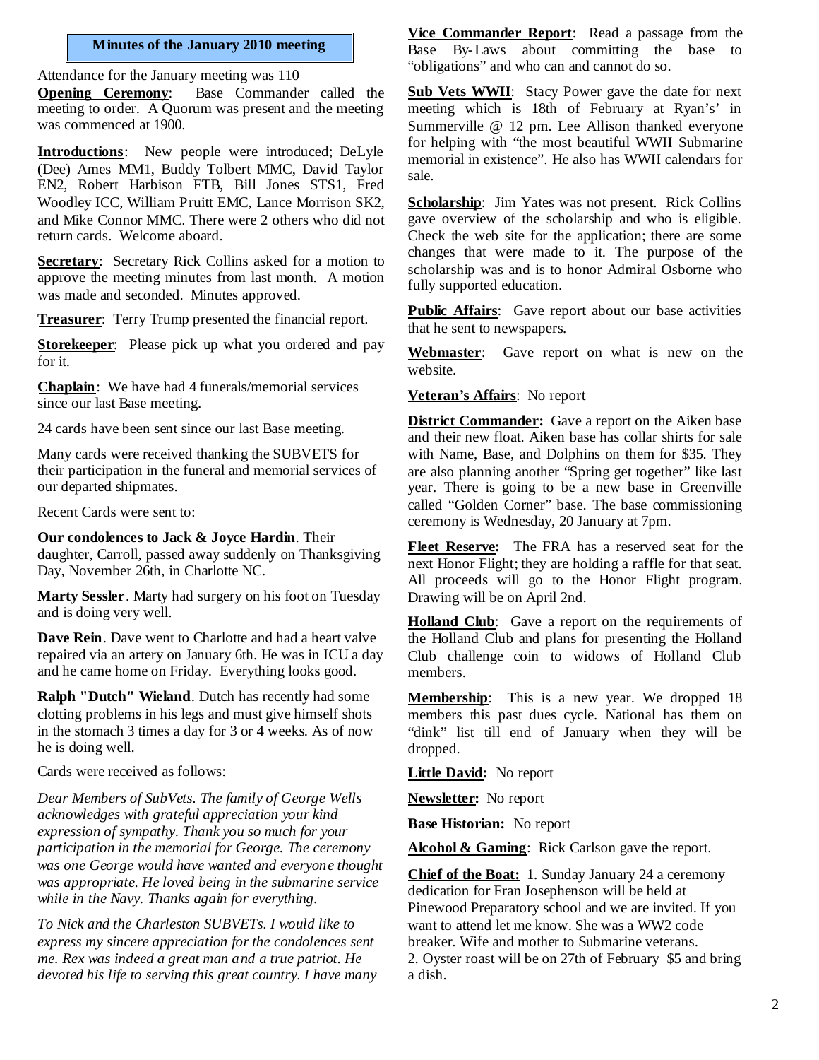## Minutes of the January 2010 meeting

Attendance for the January meeting was 110

**Opening Ceremony**: Base Commander called the meeting to order. A Quorum was present and the meeting was commenced at 1900.

**Introductions**: New people were introduced; DeLyle (Dee) Ames MM1, Buddy Tolbert MMC, David Taylor EN2, Robert Harbison FTB, Bill Jones STS1, Fred Woodley ICC, William Pruitt EMC, Lance Morrison SK2, and Mike Connor MMC. There were 2 others who did not return cards. Welcome aboard.

**Secretary**: Secretary Rick Collins asked for a motion to approve the meeting minutes from last month. A motion was made and seconded. Minutes approved.

**Treasurer**: Terry Trump presented the financial report.

**Storekeeper**: Please pick up what you ordered and pay for it.

**Chaplain**: We have had 4 funerals/memorial services since our last Base meeting.

24 cards have been sent since our last Base meeting.

Many cards were received thanking the SUBVETS for their participation in the funeral and memorial services of our departed shipmates.

Recent Cards were sent to:

**Our condolences to Jack & Joyce Hardin**. Their daughter, Carroll, passed away suddenly on Thanksgiving Day, November 26th, in Charlotte NC.

**Marty Sessler**. Marty had surgery on his foot on Tuesday and is doing very well.

**Dave Rein**. Dave went to Charlotte and had a heart valve repaired via an artery on January 6th. He was in ICU a day and he came home on Friday. Everything looks good.

**Ralph "Dutch" Wieland**. Dutch has recently had some clotting problems in his legs and must give himself shots in the stomach 3 times a day for 3 or 4 weeks. As of now he is doing well.

Cards were received as follows:

*Dear Members of SubVets. The family of George Wells acknowledges with grateful appreciation your kind expression of sympathy. Thank you so much for your participation in the memorial for George. The ceremony was one George would have wanted and everyone thought was appropriate. He loved being in the submarine service while in the Navy. Thanks again for everything.*

*To Nick and the Charleston SUBVETs. I would like to express my sincere appreciation for the condolences sent me. Rex was indeed a great man and a true patriot. He devoted his life to serving this great country. I have many*

**Vice Commander Report**: Read a passage from the Base By-Laws about committing the base to "obligations" and who can and cannot do so.

**Sub Vets WWII**: Stacy Power gave the date for next meeting which is 18th of February at Ryan's' in Summerville @ 12 pm. Lee Allison thanked everyone for helping with "the most beautiful WWII Submarine memorial in existence". He also has WWII calendars for sale.

**Scholarship**: Jim Yates was not present. Rick Collins gave overview of the scholarship and who is eligible. Check the web site for the application; there are some changes that were made to it. The purpose of the scholarship was and is to honor Admiral Osborne who fully supported education.

**Public Affairs**: Gave report about our base activities that he sent to newspapers.

**Webmaster**: Gave report on what is new on the website.

**Veteran's Affairs**: No report

**District Commander:** Gave a report on the Aiken base and their new float. Aiken base has collar shirts for sale with Name, Base, and Dolphins on them for $35. They are also planning another "Spring get together" like last year. There is going to be a new base in Greenville called "Golden Corner" base. The base commissioning ceremony is Wednesday, 20 January at 7pm.

**Fleet Reserve:** The FRA has a reserved seat for the next Honor Flight; they are holding a raffle for that seat. All proceeds will go to the Honor Flight program. Drawing will be on April 2nd.

**Holland Club**: Gave a report on the requirements of the Holland Club and plans for presenting the Holland Club challenge coin to widows of Holland Club members.

**Membership**: This is a new year. We dropped 18 members this past dues cycle. National has them on "dink" list till end of January when they will be dropped.

**Little David:** No report

**Newsletter:** No report

**Base Historian:** No report

**Alcohol & Gaming**: Rick Carlson gave the report.

**Chief of the Boat:** 1. Sunday January 24 a ceremony dedication for Fran Josephenson will be held at Pinewood Preparatory school and we are invited. If you want to attend let me know. She was a WW2 code breaker. Wife and mother to Submarine veterans.
2. Oyster roast will be on 27th of February $5 and bring a dish.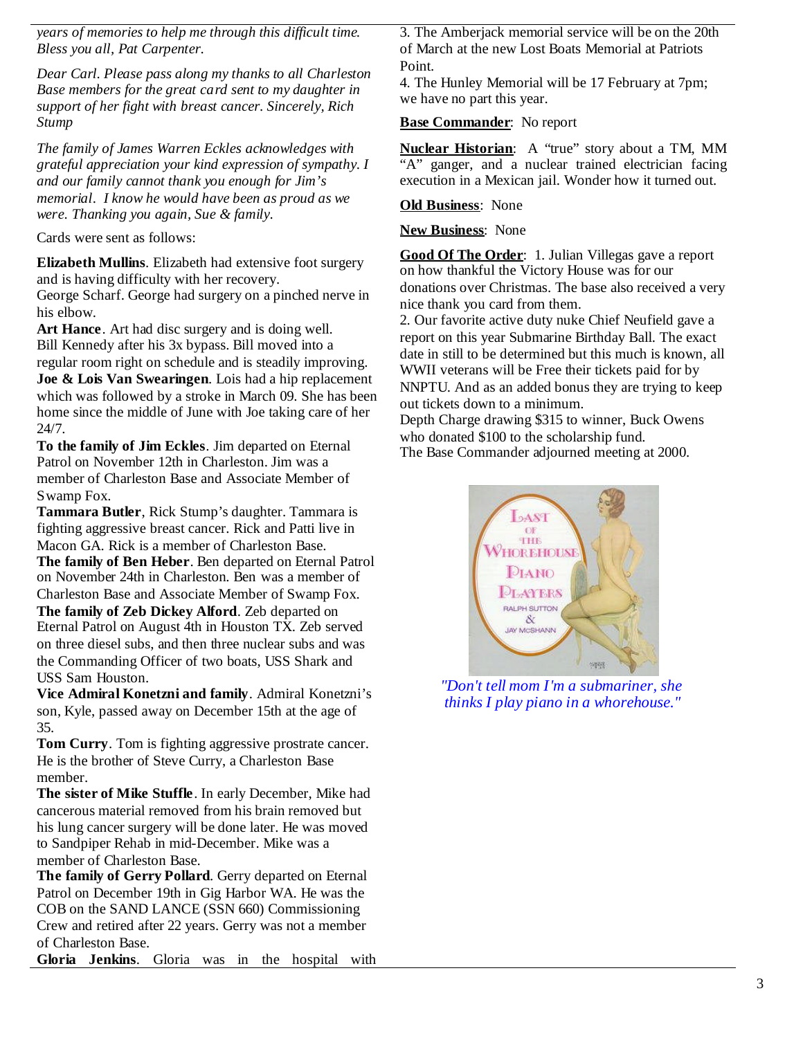*years of memories to help me through this difficult time. Bless you all, Pat Carpenter.*

*Dear Carl. Please pass along my thanks to all Charleston Base members for the great card sent to my daughter in support of her fight with breast cancer. Sincerely, Rich Stump*

*The family of James Warren Eckles acknowledges with grateful appreciation your kind expression of sympathy. I and our family cannot thank you enough for Jim's memorial. I know he would have been as proud as we were. Thanking you again, Sue & family.*

Cards were sent as follows:

**Elizabeth Mullins**. Elizabeth had extensive foot surgery and is having difficulty with her recovery.
George Scharf. George had surgery on a pinched nerve in his elbow.
**Art Hance**. Art had disc surgery and is doing well.
Bill Kennedy after his 3x bypass. Bill moved into a regular room right on schedule and is steadily improving.
**Joe & Lois Van Swearingen**. Lois had a hip replacement which was followed by a stroke in March 09. She has been home since the middle of June with Joe taking care of her 24/7.
**To the family of Jim Eckles**. Jim departed on Eternal Patrol on November 12th in Charleston. Jim was a member of Charleston Base and Associate Member of Swamp Fox.
**Tammara Butler**, Rick Stump's daughter. Tammara is fighting aggressive breast cancer. Rick and Patti live in Macon GA. Rick is a member of Charleston Base.
**The family of Ben Heber**. Ben departed on Eternal Patrol on November 24th in Charleston. Ben was a member of Charleston Base and Associate Member of Swamp Fox.
**The family of Zeb Dickey Alford**. Zeb departed on Eternal Patrol on August 4th in Houston TX. Zeb served on three diesel subs, and then three nuclear subs and was the Commanding Officer of two boats, USS Shark and USS Sam Houston.
**Vice Admiral Konetzni and family**. Admiral Konetzni's son, Kyle, passed away on December 15th at the age of 35.
**Tom Curry**. Tom is fighting aggressive prostrate cancer. He is the brother of Steve Curry, a Charleston Base member.
**The sister of Mike Stuffle**. In early December, Mike had cancerous material removed from his brain removed but his lung cancer surgery will be done later. He was moved to Sandpiper Rehab in mid-December. Mike was a member of Charleston Base.
**The family of Gerry Pollard**. Gerry departed on Eternal Patrol on December 19th in Gig Harbor WA. He was the COB on the SAND LANCE (SSN 660) Commissioning Crew and retired after 22 years. Gerry was not a member of Charleston Base.
**Gloria Jenkins**. Gloria was in the hospital with

3. The Amberjack memorial service will be on the 20th of March at the new Lost Boats Memorial at Patriots Point.
4. The Hunley Memorial will be 17 February at 7pm; we have no part this year.

**Base Commander**: No report

**Nuclear Historian**: A "true" story about a TM, MM "A" ganger, and a nuclear trained electrician facing execution in a Mexican jail. Wonder how it turned out.

**Old Business**: None

**New Business**: None

**Good Of The Order**: 1. Julian Villegas gave a report on how thankful the Victory House was for our donations over Christmas. The base also received a very nice thank you card from them.
2. Our favorite active duty nuke Chief Neufield gave a report on this year Submarine Birthday Ball. The exact date in still to be determined but this much is known, all WWII veterans will be Free their tickets paid for by NNPTU. And as an added bonus they are trying to keep out tickets down to a minimum.
Depth Charge drawing $315 to winner, Buck Owens who donated $100 to the scholarship fund.
The Base Commander adjourned meeting at 2000.

*"Don't tell mom I'm a submariner, she thinks I play piano in a whorehouse."*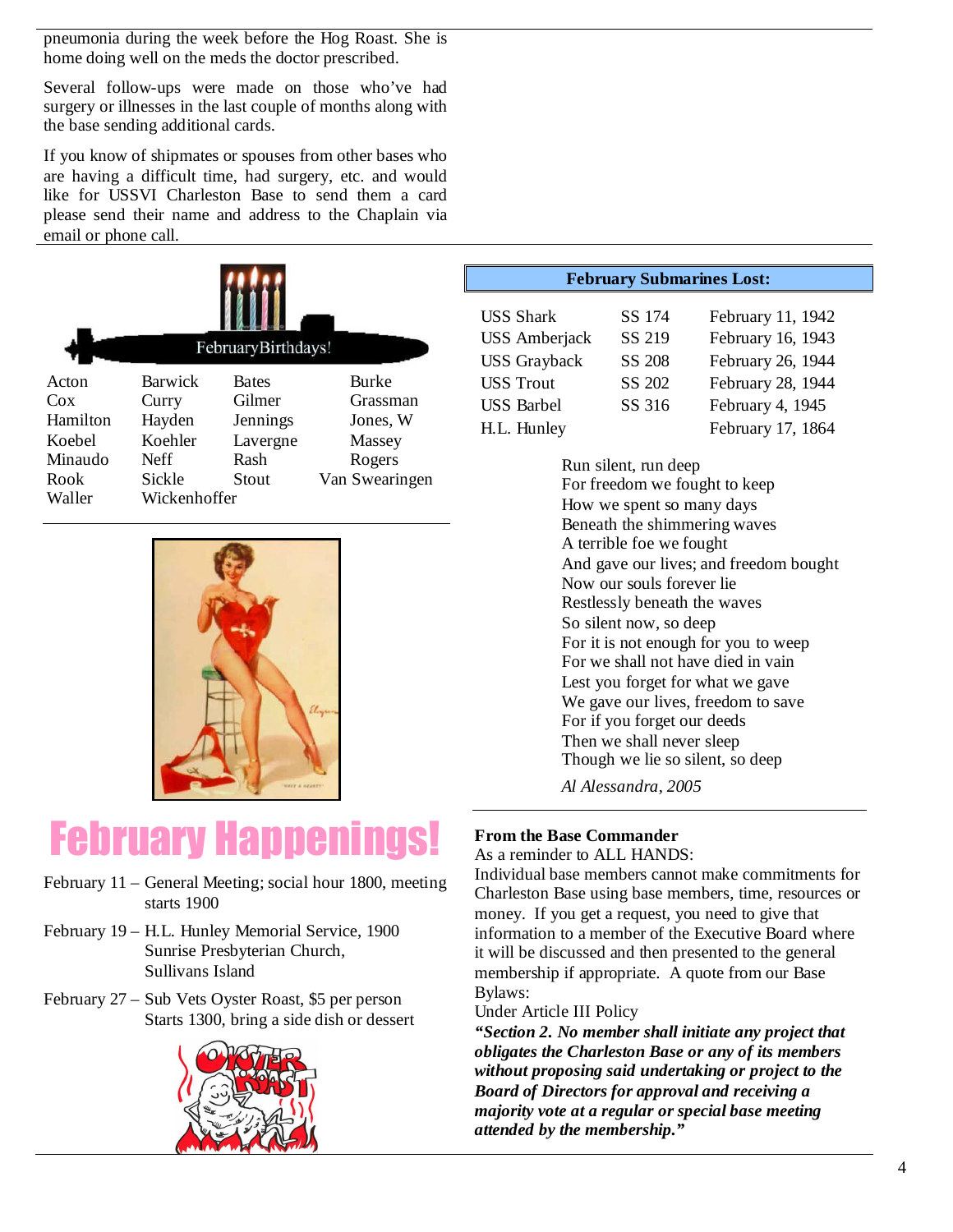pneumonia during the week before the Hog Roast. She is home doing well on the meds the doctor prescribed.

Several follow-ups were made on those who've had surgery or illnesses in the last couple of months along with the base sending additional cards.

If you know of shipmates or spouses from other bases who are having a difficult time, had surgery, etc. and would like for USSVI Charleston Base to send them a card please send their name and address to the Chaplain via email or phone call.

## February Birthdays!

| | | | |
|---|---|---|---|
| Acton | Barwick | Bates | Burke |
| Cox | Curry | Gilmer | Grassman |
| Hamilton | Hayden | Jennings | Jones, W |
| Koebel | Koehler | Lavergne | Massey |
| Minaudo | Neff | Rash | Rogers |
| Rook | Sickle | Stout | Van Swearingen |
| Waller | Wickenhoffer | | |

# February Happenings!

February 11 – General Meeting; social hour 1800, meeting starts 1900

February 19 – H.L. Hunley Memorial Service, 1900 Sunrise Presbyterian Church, Sullivans Island

February 27 – Sub Vets Oyster Roast, $5 per person Starts 1300, bring a side dish or dessert

## February Submarines Lost:

| | | |
|---|---|---|
| USS Shark | SS 174 | February 11, 1942 |
| USS Amberjack | SS 219 | February 16, 1943 |
| USS Grayback | SS 208 | February 26, 1944 |
| USS Trout | SS 202 | February 28, 1944 |
| USS Barbel | SS 316 | February 4, 1945 |
| H.L. Hunley | | February 17, 1864 |

Run silent, run deep
For freedom we fought to keep
How we spent so many days
Beneath the shimmering waves
A terrible foe we fought
And gave our lives; and freedom bought
Now our souls forever lie
Restlessly beneath the waves
So silent now, so deep
For it is not enough for you to weep
For we shall not have died in vain
Lest you forget for what we gave
We gave our lives, freedom to save
For if you forget our deeds
Then we shall never sleep
Though we lie so silent, so deep

*Al Alessandra, 2005*

**From the Base Commander**
As a reminder to ALL HANDS:
Individual base members cannot make commitments for Charleston Base using base members, time, resources or money. If you get a request, you need to give that information to a member of the Executive Board where it will be discussed and then presented to the general membership if appropriate. A quote from our Base Bylaws:
Under Article III Policy
***"Section 2. No member shall initiate any project that obligates the Charleston Base or any of its members without proposing said undertaking or project to the Board of Directors for approval and receiving a majority vote at a regular or special base meeting attended by the membership."***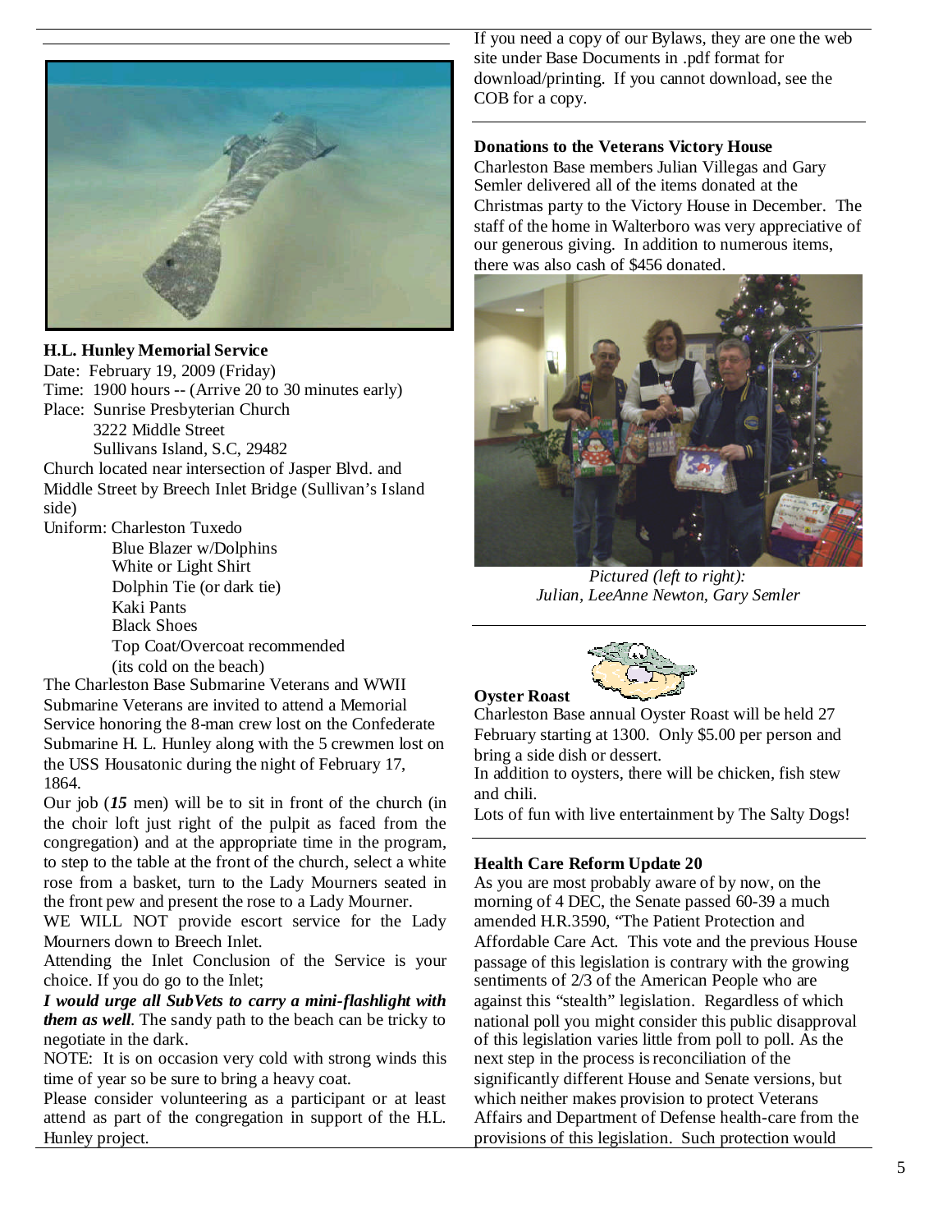## H.L. Hunley Memorial Service

Date: February 19, 2009 (Friday)
Time: 1900 hours -- (Arrive 20 to 30 minutes early)
Place: Sunrise Presbyterian Church
3222 Middle Street
Sullivans Island, S.C, 29482

Church located near intersection of Jasper Blvd. and Middle Street by Breech Inlet Bridge (Sullivan's Island side)

Uniform: Charleston Tuxedo
Blue Blazer w/Dolphins
White or Light Shirt
Dolphin Tie (or dark tie)
Kaki Pants
Black Shoes
Top Coat/Overcoat recommended
(its cold on the beach)

The Charleston Base Submarine Veterans and WWII Submarine Veterans are invited to attend a Memorial Service honoring the 8-man crew lost on the Confederate Submarine H. L. Hunley along with the 5 crewmen lost on the USS Housatonic during the night of February 17, 1864.

Our job (***15*** men) will be to sit in front of the church (in the choir loft just right of the pulpit as faced from the congregation) and at the appropriate time in the program, to step to the table at the front of the church, select a white rose from a basket, turn to the Lady Mourners seated in the front pew and present the rose to a Lady Mourner.

WE WILL NOT provide escort service for the Lady Mourners down to Breech Inlet.

Attending the Inlet Conclusion of the Service is your choice. If you do go to the Inlet;

***I would urge all SubVets to carry a mini-flashlight with them as well***. The sandy path to the beach can be tricky to negotiate in the dark.

NOTE: It is on occasion very cold with strong winds this time of year so be sure to bring a heavy coat.

Please consider volunteering as a participant or at least attend as part of the congregation in support of the H.L. Hunley project.

If you need a copy of our Bylaws, they are one the web site under Base Documents in .pdf format for download/printing. If you cannot download, see the COB for a copy.

## Donations to the Veterans Victory House

Charleston Base members Julian Villegas and Gary Semler delivered all of the items donated at the Christmas party to the Victory House in December. The staff of the home in Walterboro was very appreciative of our generous giving. In addition to numerous items, there was also cash of $456 donated.

*Pictured (left to right):*
*Julian, LeeAnne Newton, Gary Semler*

## Oyster Roast

Charleston Base annual Oyster Roast will be held 27 February starting at 1300. Only $5.00 per person and bring a side dish or dessert.

In addition to oysters, there will be chicken, fish stew and chili.

Lots of fun with live entertainment by The Salty Dogs!

## Health Care Reform Update 20

As you are most probably aware of by now, on the morning of 4 DEC, the Senate passed 60-39 a much amended H.R.3590, "The Patient Protection and Affordable Care Act. This vote and the previous House passage of this legislation is contrary with the growing sentiments of 2/3 of the American People who are against this "stealth" legislation. Regardless of which national poll you might consider this public disapproval of this legislation varies little from poll to poll. As the next step in the process is reconciliation of the significantly different House and Senate versions, but which neither makes provision to protect Veterans Affairs and Department of Defense health-care from the provisions of this legislation. Such protection would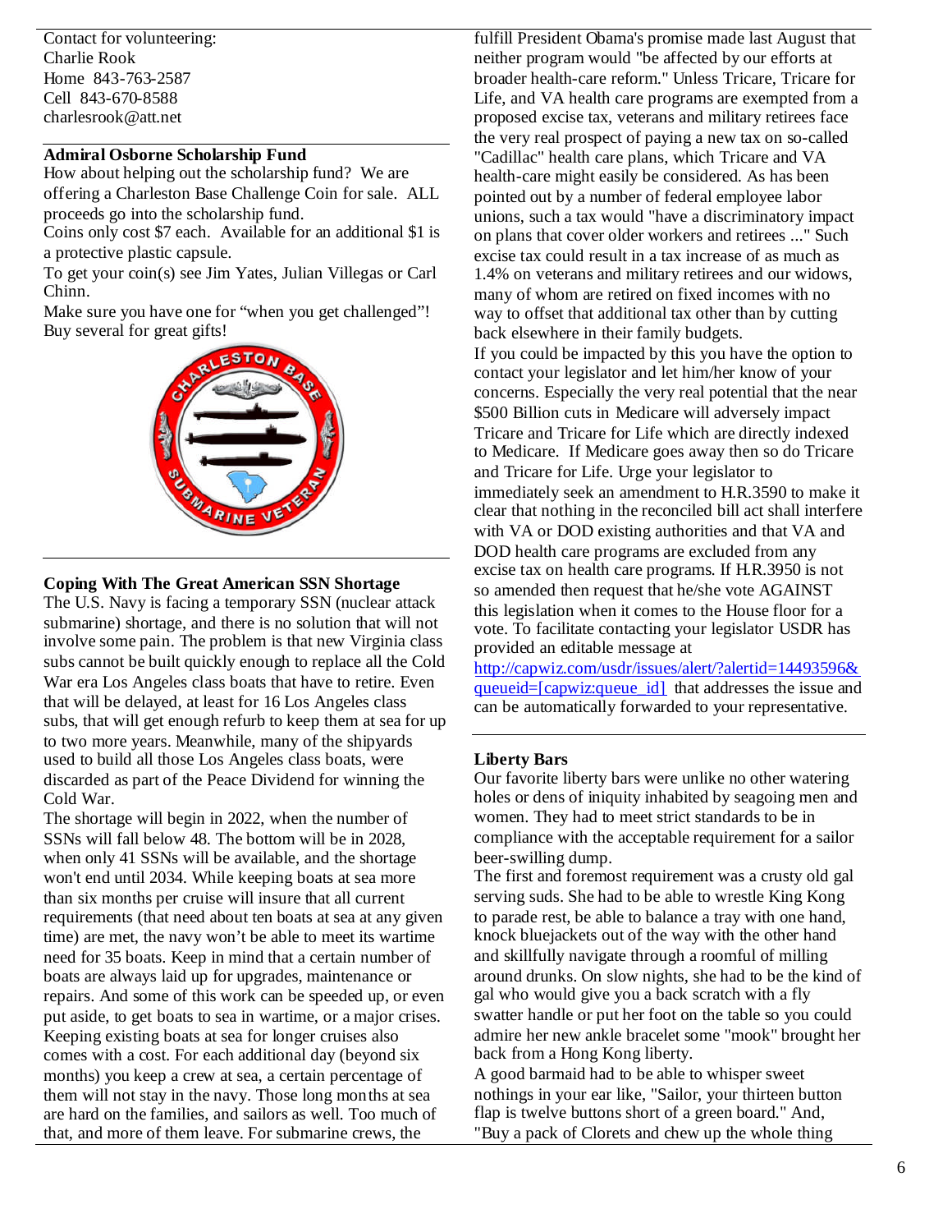Contact for volunteering:
Charlie Rook
Home 843-763-2587
Cell 843-670-8588
charlesrook@att.net

**Admiral Osborne Scholarship Fund**

How about helping out the scholarship fund? We are offering a Charleston Base Challenge Coin for sale. ALL proceeds go into the scholarship fund.
Coins only cost $7 each. Available for an additional $1 is a protective plastic capsule.
To get your coin(s) see Jim Yates, Julian Villegas or Carl Chinn.
Make sure you have one for "when you get challenged"! Buy several for great gifts!

**Coping With The Great American SSN Shortage**

The U.S. Navy is facing a temporary SSN (nuclear attack submarine) shortage, and there is no solution that will not involve some pain. The problem is that new Virginia class subs cannot be built quickly enough to replace all the Cold War era Los Angeles class boats that have to retire. Even that will be delayed, at least for 16 Los Angeles class subs, that will get enough refurb to keep them at sea for up to two more years. Meanwhile, many of the shipyards used to build all those Los Angeles class boats, were discarded as part of the Peace Dividend for winning the Cold War.
The shortage will begin in 2022, when the number of SSNs will fall below 48. The bottom will be in 2028, when only 41 SSNs will be available, and the shortage won't end until 2034. While keeping boats at sea more than six months per cruise will insure that all current requirements (that need about ten boats at sea at any given time) are met, the navy won't be able to meet its wartime need for 35 boats. Keep in mind that a certain number of boats are always laid up for upgrades, maintenance or repairs. And some of this work can be speeded up, or even put aside, to get boats to sea in wartime, or a major crises. Keeping existing boats at sea for longer cruises also comes with a cost. For each additional day (beyond six months) you keep a crew at sea, a certain percentage of them will not stay in the navy. Those long months at sea are hard on the families, and sailors as well. Too much of that, and more of them leave. For submarine crews, the

fulfill President Obama's promise made last August that neither program would "be affected by our efforts at broader health-care reform." Unless Tricare, Tricare for Life, and VA health care programs are exempted from a proposed excise tax, veterans and military retirees face the very real prospect of paying a new tax on so-called "Cadillac" health care plans, which Tricare and VA health-care might easily be considered. As has been pointed out by a number of federal employee labor unions, such a tax would "have a discriminatory impact on plans that cover older workers and retirees ..." Such excise tax could result in a tax increase of as much as 1.4% on veterans and military retirees and our widows, many of whom are retired on fixed incomes with no way to offset that additional tax other than by cutting back elsewhere in their family budgets.
If you could be impacted by this you have the option to contact your legislator and let him/her know of your concerns. Especially the very real potential that the near $500 Billion cuts in Medicare will adversely impact Tricare and Tricare for Life which are directly indexed to Medicare. If Medicare goes away then so do Tricare and Tricare for Life. Urge your legislator to immediately seek an amendment to H.R.3590 to make it clear that nothing in the reconciled bill act shall interfere with VA or DOD existing authorities and that VA and DOD health care programs are excluded from any excise tax on health care programs. If H.R.3950 is not so amended then request that he/she vote AGAINST this legislation when it comes to the House floor for a vote. To facilitate contacting your legislator USDR has provided an editable message at http://capwiz.com/usdr/issues/alert/?alertid=14493596&queueid=[capwiz:queue_id] that addresses the issue and can be automatically forwarded to your representative.

**Liberty Bars**

Our favorite liberty bars were unlike no other watering holes or dens of iniquity inhabited by seagoing men and women. They had to meet strict standards to be in compliance with the acceptable requirement for a sailor beer-swilling dump.
The first and foremost requirement was a crusty old gal serving suds. She had to be able to wrestle King Kong to parade rest, be able to balance a tray with one hand, knock bluejackets out of the way with the other hand and skillfully navigate through a roomful of milling around drunks. On slow nights, she had to be the kind of gal who would give you a back scratch with a fly swatter handle or put her foot on the table so you could admire her new ankle bracelet some "mook" brought her back from a Hong Kong liberty.
A good barmaid had to be able to whisper sweet nothings in your ear like, "Sailor, your thirteen button flap is twelve buttons short of a green board." And, "Buy a pack of Clorets and chew up the whole thing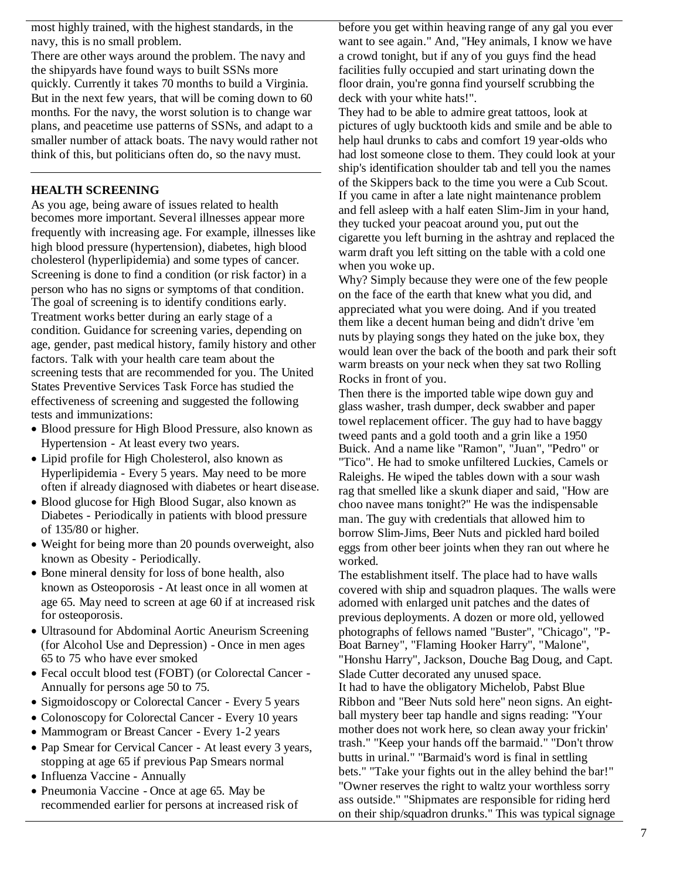most highly trained, with the highest standards, in the navy, this is no small problem.

There are other ways around the problem. The navy and the shipyards have found ways to built SSNs more quickly. Currently it takes 70 months to build a Virginia. But in the next few years, that will be coming down to 60 months. For the navy, the worst solution is to change war plans, and peacetime use patterns of SSNs, and adapt to a smaller number of attack boats. The navy would rather not think of this, but politicians often do, so the navy must.

---

**HEALTH SCREENING**

As you age, being aware of issues related to health becomes more important. Several illnesses appear more frequently with increasing age. For example, illnesses like high blood pressure (hypertension), diabetes, high blood cholesterol (hyperlipidemia) and some types of cancer. Screening is done to find a condition (or risk factor) in a person who has no signs or symptoms of that condition. The goal of screening is to identify conditions early. Treatment works better during an early stage of a condition. Guidance for screening varies, depending on age, gender, past medical history, family history and other factors. Talk with your health care team about the screening tests that are recommended for you. The United States Preventive Services Task Force has studied the effectiveness of screening and suggested the following tests and immunizations:

- Blood pressure for High Blood Pressure, also known as Hypertension - At least every two years.
- Lipid profile for High Cholesterol, also known as Hyperlipidemia - Every 5 years. May need to be more often if already diagnosed with diabetes or heart disease.
- Blood glucose for High Blood Sugar, also known as Diabetes - Periodically in patients with blood pressure of 135/80 or higher.
- Weight for being more than 20 pounds overweight, also known as Obesity - Periodically.
- Bone mineral density for loss of bone health, also known as Osteoporosis - At least once in all women at age 65. May need to screen at age 60 if at increased risk for osteoporosis.
- Ultrasound for Abdominal Aortic Aneurism Screening (for Alcohol Use and Depression) - Once in men ages 65 to 75 who have ever smoked
- Fecal occult blood test (FOBT) (or Colorectal Cancer - Annually for persons age 50 to 75.
- Sigmoidoscopy or Colorectal Cancer - Every 5 years
- Colonoscopy for Colorectal Cancer - Every 10 years
- Mammogram or Breast Cancer - Every 1-2 years
- Pap Smear for Cervical Cancer - At least every 3 years, stopping at age 65 if previous Pap Smears normal
- Influenza Vaccine - Annually
- Pneumonia Vaccine - Once at age 65. May be recommended earlier for persons at increased risk of

before you get within heaving range of any gal you ever want to see again." And, "Hey animals, I know we have a crowd tonight, but if any of you guys find the head facilities fully occupied and start urinating down the floor drain, you're gonna find yourself scrubbing the deck with your white hats!".

They had to be able to admire great tattoos, look at pictures of ugly bucktooth kids and smile and be able to help haul drunks to cabs and comfort 19 year-olds who had lost someone close to them. They could look at your ship's identification shoulder tab and tell you the names of the Skippers back to the time you were a Cub Scout. If you came in after a late night maintenance problem and fell asleep with a half eaten Slim-Jim in your hand, they tucked your peacoat around you, put out the cigarette you left burning in the ashtray and replaced the warm draft you left sitting on the table with a cold one when you woke up.

Why? Simply because they were one of the few people on the face of the earth that knew what you did, and appreciated what you were doing. And if you treated them like a decent human being and didn't drive 'em nuts by playing songs they hated on the juke box, they would lean over the back of the booth and park their soft warm breasts on your neck when they sat two Rolling Rocks in front of you.

Then there is the imported table wipe down guy and glass washer, trash dumper, deck swabber and paper towel replacement officer. The guy had to have baggy tweed pants and a gold tooth and a grin like a 1950 Buick. And a name like "Ramon", "Juan", "Pedro" or "Tico". He had to smoke unfiltered Luckies, Camels or Raleighs. He wiped the tables down with a sour wash rag that smelled like a skunk diaper and said, "How are choo navee mans tonight?" He was the indispensable man. The guy with credentials that allowed him to borrow Slim-Jims, Beer Nuts and pickled hard boiled eggs from other beer joints when they ran out where he worked.

The establishment itself. The place had to have walls covered with ship and squadron plaques. The walls were adorned with enlarged unit patches and the dates of previous deployments. A dozen or more old, yellowed photographs of fellows named "Buster", "Chicago", "P-Boat Barney", "Flaming Hooker Harry", "Malone", "Honshu Harry", Jackson, Douche Bag Doug, and Capt. Slade Cutter decorated any unused space.

It had to have the obligatory Michelob, Pabst Blue Ribbon and "Beer Nuts sold here" neon signs. An eight-ball mystery beer tap handle and signs reading: "Your mother does not work here, so clean away your frickin' trash." "Keep your hands off the barmaid." "Don't throw butts in urinal." "Barmaid's word is final in settling bets." "Take your fights out in the alley behind the bar!" "Owner reserves the right to waltz your worthless sorry ass outside." "Shipmates are responsible for riding herd on their ship/squadron drunks." This was typical signage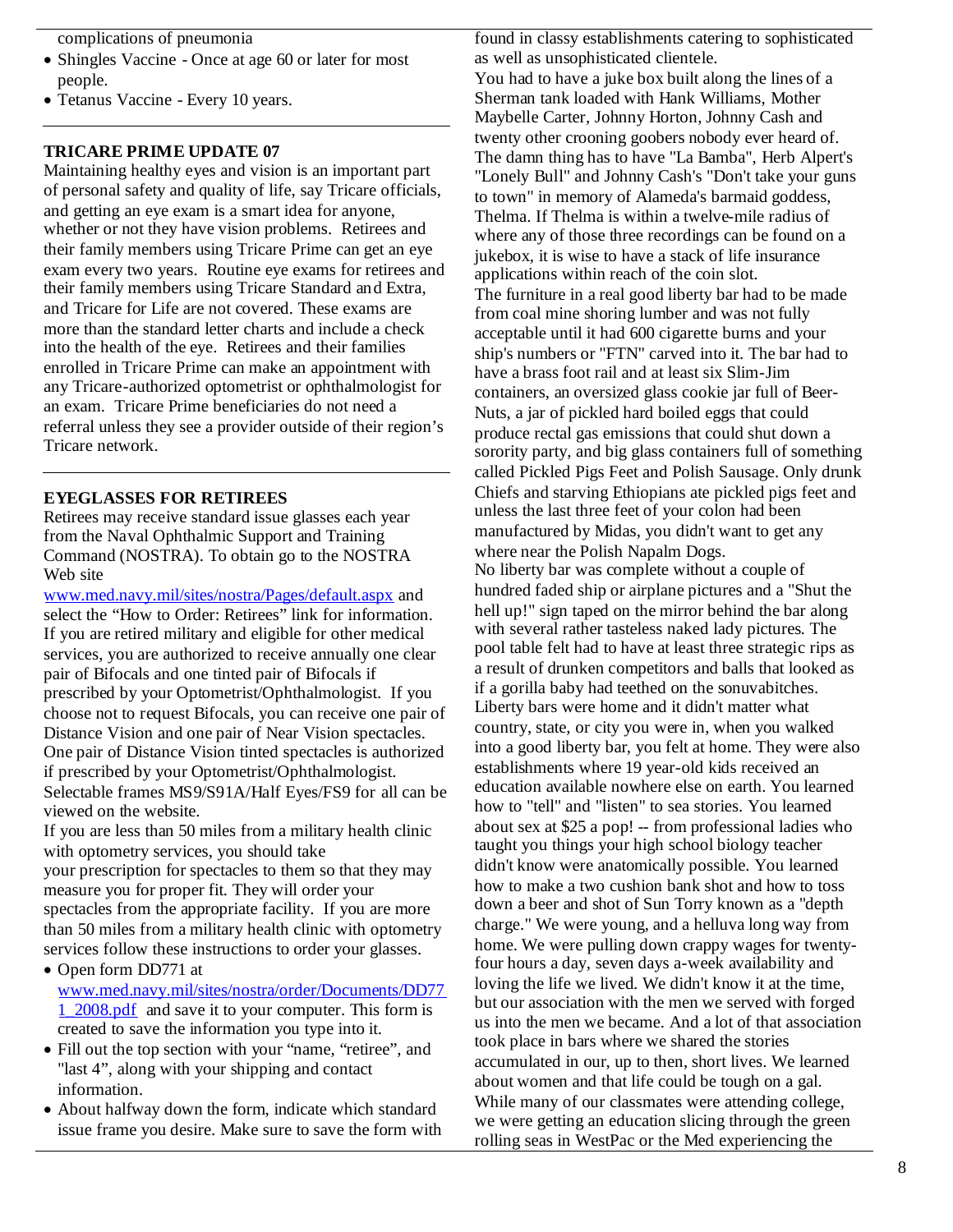complications of pneumonia

- Shingles Vaccine - Once at age 60 or later for most people.
- Tetanus Vaccine - Every 10 years.

---

**TRICARE PRIME UPDATE 07**

Maintaining healthy eyes and vision is an important part of personal safety and quality of life, say Tricare officials, and getting an eye exam is a smart idea for anyone, whether or not they have vision problems. Retirees and their family members using Tricare Prime can get an eye exam every two years. Routine eye exams for retirees and their family members using Tricare Standard and Extra, and Tricare for Life are not covered. These exams are more than the standard letter charts and include a check into the health of the eye. Retirees and their families enrolled in Tricare Prime can make an appointment with any Tricare-authorized optometrist or ophthalmologist for an exam. Tricare Prime beneficiaries do not need a referral unless they see a provider outside of their region's Tricare network.

---

**EYEGLASSES FOR RETIREES**

Retirees may receive standard issue glasses each year from the Naval Ophthalmic Support and Training Command (NOSTRA). To obtain go to the NOSTRA Web site www.med.navy.mil/sites/nostra/Pages/default.aspx and select the "How to Order: Retirees" link for information. If you are retired military and eligible for other medical services, you are authorized to receive annually one clear pair of Bifocals and one tinted pair of Bifocals if prescribed by your Optometrist/Ophthalmologist. If you choose not to request Bifocals, you can receive one pair of Distance Vision and one pair of Near Vision spectacles. One pair of Distance Vision tinted spectacles is authorized if prescribed by your Optometrist/Ophthalmologist. Selectable frames MS9/S91A/Half Eyes/FS9 for all can be viewed on the website.

If you are less than 50 miles from a military health clinic with optometry services, you should take your prescription for spectacles to them so that they may measure you for proper fit. They will order your spectacles from the appropriate facility. If you are more than 50 miles from a military health clinic with optometry services follow these instructions to order your glasses.

- Open form DD771 at www.med.navy.mil/sites/nostra/order/Documents/DD771_2008.pdf and save it to your computer. This form is created to save the information you type into it.
- Fill out the top section with your "name, "retiree", and "last 4", along with your shipping and contact information.
- About halfway down the form, indicate which standard issue frame you desire. Make sure to save the form with

found in classy establishments catering to sophisticated as well as unsophisticated clientele.

You had to have a juke box built along the lines of a Sherman tank loaded with Hank Williams, Mother Maybelle Carter, Johnny Horton, Johnny Cash and twenty other crooning goobers nobody ever heard of. The damn thing has to have "La Bamba", Herb Alpert's "Lonely Bull" and Johnny Cash's "Don't take your guns to town" in memory of Alameda's barmaid goddess, Thelma. If Thelma is within a twelve-mile radius of where any of those three recordings can be found on a jukebox, it is wise to have a stack of life insurance applications within reach of the coin slot.

The furniture in a real good liberty bar had to be made from coal mine shoring lumber and was not fully acceptable until it had 600 cigarette burns and your ship's numbers or "FTN" carved into it. The bar had to have a brass foot rail and at least six Slim-Jim containers, an oversized glass cookie jar full of Beer-Nuts, a jar of pickled hard boiled eggs that could produce rectal gas emissions that could shut down a sorority party, and big glass containers full of something called Pickled Pigs Feet and Polish Sausage. Only drunk Chiefs and starving Ethiopians ate pickled pigs feet and unless the last three feet of your colon had been manufactured by Midas, you didn't want to get any where near the Polish Napalm Dogs.

No liberty bar was complete without a couple of hundred faded ship or airplane pictures and a "Shut the hell up!" sign taped on the mirror behind the bar along with several rather tasteless naked lady pictures. The pool table felt had to have at least three strategic rips as a result of drunken competitors and balls that looked as if a gorilla baby had teethed on the sonuvabitches.

Liberty bars were home and it didn't matter what country, state, or city you were in, when you walked into a good liberty bar, you felt at home. They were also establishments where 19 year-old kids received an education available nowhere else on earth. You learned how to "tell" and "listen" to sea stories. You learned about sex at $25 a pop! -- from professional ladies who taught you things your high school biology teacher didn't know were anatomically possible. You learned how to make a two cushion bank shot and how to toss down a beer and shot of Sun Torry known as a "depth charge." We were young, and a helluva long way from home. We were pulling down crappy wages for twenty-four hours a day, seven days a-week availability and loving the life we lived. We didn't know it at the time, but our association with the men we served with forged us into the men we became. And a lot of that association took place in bars where we shared the stories accumulated in our, up to then, short lives. We learned about women and that life could be tough on a gal. While many of our classmates were attending college, we were getting an education slicing through the green rolling seas in WestPac or the Med experiencing the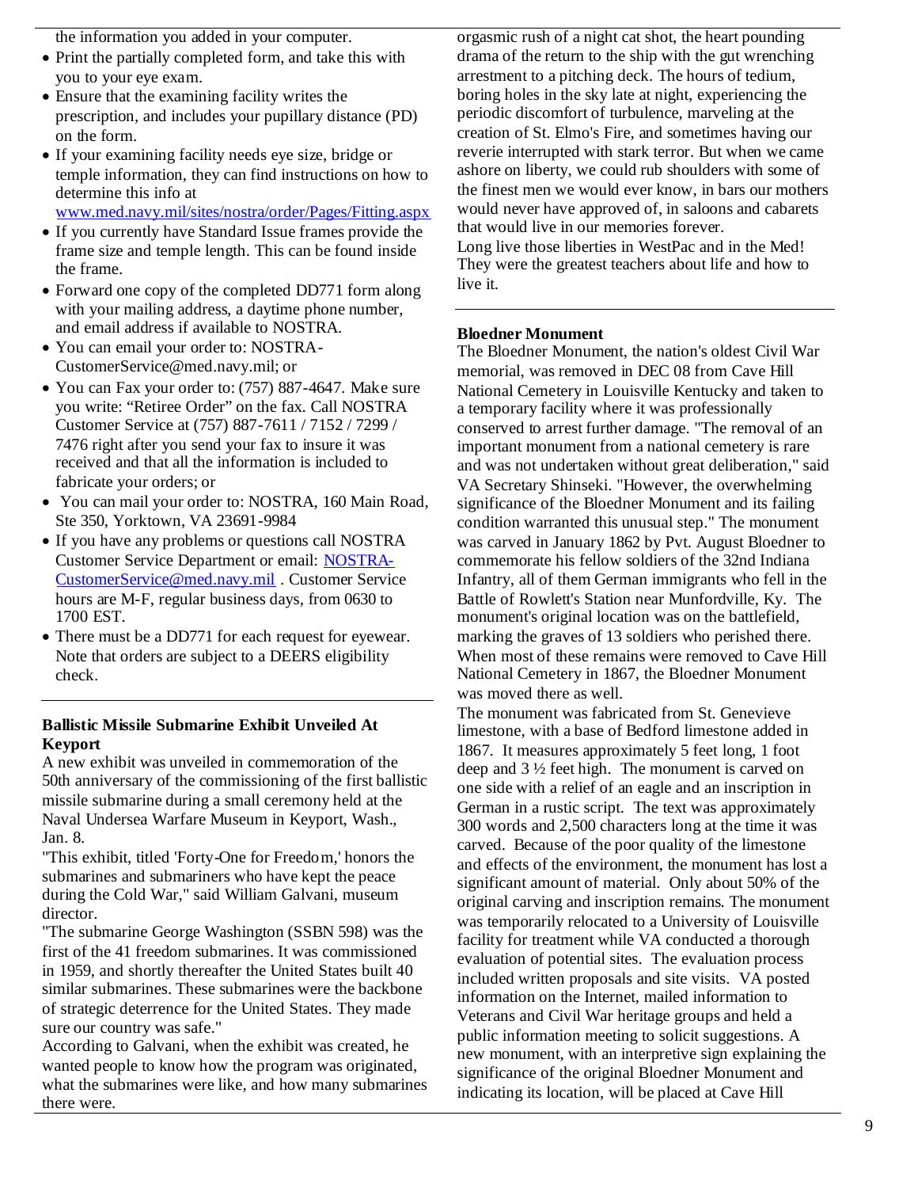the information you added in your computer.

- Print the partially completed form, and take this with you to your eye exam.
- Ensure that the examining facility writes the prescription, and includes your pupillary distance (PD) on the form.
- If your examining facility needs eye size, bridge or temple information, they can find instructions on how to determine this info at www.med.navy.mil/sites/nostra/order/Pages/Fitting.aspx
- If you currently have Standard Issue frames provide the frame size and temple length. This can be found inside the frame.
- Forward one copy of the completed DD771 form along with your mailing address, a daytime phone number, and email address if available to NOSTRA.
- You can email your order to: NOSTRA-CustomerService@med.navy.mil; or
- You can Fax your order to: (757) 887-4647. Make sure you write: "Retiree Order" on the fax. Call NOSTRA Customer Service at (757) 887-7611 / 7152 / 7299 / 7476 right after you send your fax to insure it was received and that all the information is included to fabricate your orders; or
- You can mail your order to: NOSTRA, 160 Main Road, Ste 350, Yorktown, VA 23691-9984
- If you have any problems or questions call NOSTRA Customer Service Department or email: NOSTRA-CustomerService@med.navy.mil . Customer Service hours are M-F, regular business days, from 0630 to 1700 EST.
- There must be a DD771 for each request for eyewear. Note that orders are subject to a DEERS eligibility check.

---

**Ballistic Missile Submarine Exhibit Unveiled At Keyport**

A new exhibit was unveiled in commemoration of the 50th anniversary of the commissioning of the first ballistic missile submarine during a small ceremony held at the Naval Undersea Warfare Museum in Keyport, Wash., Jan. 8.

"This exhibit, titled 'Forty-One for Freedom,' honors the submarines and submariners who have kept the peace during the Cold War," said William Galvani, museum director.

"The submarine George Washington (SSBN 598) was the first of the 41 freedom submarines. It was commissioned in 1959, and shortly thereafter the United States built 40 similar submarines. These submarines were the backbone of strategic deterrence for the United States. They made sure our country was safe."

According to Galvani, when the exhibit was created, he wanted people to know how the program was originated, what the submarines were like, and how many submarines there were.

orgasmic rush of a night cat shot, the heart pounding drama of the return to the ship with the gut wrenching arrestment to a pitching deck. The hours of tedium, boring holes in the sky late at night, experiencing the periodic discomfort of turbulence, marveling at the creation of St. Elmo's Fire, and sometimes having our reverie interrupted with stark terror. But when we came ashore on liberty, we could rub shoulders with some of the finest men we would ever know, in bars our mothers would never have approved of, in saloons and cabarets that would live in our memories forever.

Long live those liberties in WestPac and in the Med! They were the greatest teachers about life and how to live it.

---

**Bloedner Monument**

The Bloedner Monument, the nation's oldest Civil War memorial, was removed in DEC 08 from Cave Hill National Cemetery in Louisville Kentucky and taken to a temporary facility where it was professionally conserved to arrest further damage. "The removal of an important monument from a national cemetery is rare and was not undertaken without great deliberation," said VA Secretary Shinseki. "However, the overwhelming significance of the Bloedner Monument and its failing condition warranted this unusual step." The monument was carved in January 1862 by Pvt. August Bloedner to commemorate his fellow soldiers of the 32nd Indiana Infantry, all of them German immigrants who fell in the Battle of Rowlett's Station near Munfordville, Ky. The monument's original location was on the battlefield, marking the graves of 13 soldiers who perished there. When most of these remains were removed to Cave Hill National Cemetery in 1867, the Bloedner Monument was moved there as well.

The monument was fabricated from St. Genevieve limestone, with a base of Bedford limestone added in 1867. It measures approximately 5 feet long, 1 foot deep and 3 ½ feet high. The monument is carved on one side with a relief of an eagle and an inscription in German in a rustic script. The text was approximately 300 words and 2,500 characters long at the time it was carved. Because of the poor quality of the limestone and effects of the environment, the monument has lost a significant amount of material. Only about 50% of the original carving and inscription remains. The monument was temporarily relocated to a University of Louisville facility for treatment while VA conducted a thorough evaluation of potential sites. The evaluation process included written proposals and site visits. VA posted information on the Internet, mailed information to Veterans and Civil War heritage groups and held a public information meeting to solicit suggestions. A new monument, with an interpretive sign explaining the significance of the original Bloedner Monument and indicating its location, will be placed at Cave Hill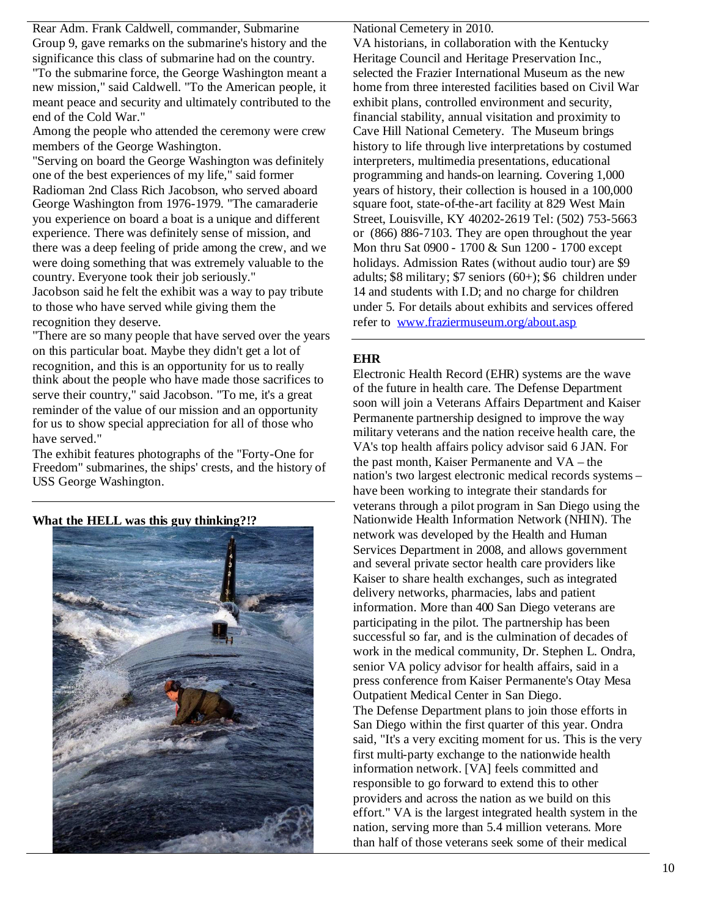Rear Adm. Frank Caldwell, commander, Submarine Group 9, gave remarks on the submarine's history and the significance this class of submarine had on the country. "To the submarine force, the George Washington meant a new mission," said Caldwell. "To the American people, it meant peace and security and ultimately contributed to the end of the Cold War."

Among the people who attended the ceremony were crew members of the George Washington.

"Serving on board the George Washington was definitely one of the best experiences of my life," said former Radioman 2nd Class Rich Jacobson, who served aboard George Washington from 1976-1979. "The camaraderie you experience on board a boat is a unique and different experience. There was definitely sense of mission, and there was a deep feeling of pride among the crew, and we were doing something that was extremely valuable to the country. Everyone took their job seriously."

Jacobson said he felt the exhibit was a way to pay tribute to those who have served while giving them the recognition they deserve.

"There are so many people that have served over the years on this particular boat. Maybe they didn't get a lot of recognition, and this is an opportunity for us to really think about the people who have made those sacrifices to serve their country," said Jacobson. "To me, it's a great reminder of the value of our mission and an opportunity for us to show special appreciation for all of those who have served."

The exhibit features photographs of the "Forty-One for Freedom" submarines, the ships' crests, and the history of USS George Washington.

---

**What the HELL was this guy thinking?!?**

---

National Cemetery in 2010.

VA historians, in collaboration with the Kentucky Heritage Council and Heritage Preservation Inc., selected the Frazier International Museum as the new home from three interested facilities based on Civil War exhibit plans, controlled environment and security, financial stability, annual visitation and proximity to Cave Hill National Cemetery. The Museum brings history to life through live interpretations by costumed interpreters, multimedia presentations, educational programming and hands-on learning. Covering 1,000 years of history, their collection is housed in a 100,000 square foot, state-of-the-art facility at 829 West Main Street, Louisville, KY 40202-2619 Tel: (502) 753-5663 or (866) 886-7103. They are open throughout the year Mon thru Sat 0900 - 1700 & Sun 1200 - 1700 except holidays. Admission Rates (without audio tour) are $9 adults; $8 military; $7 seniors (60+); $6 children under 14 and students with I.D; and no charge for children under 5. For details about exhibits and services offered refer to [www.fraziermuseum.org/about.asp](http://www.fraziermuseum.org/about.asp)

---

**EHR**

Electronic Health Record (EHR) systems are the wave of the future in health care. The Defense Department soon will join a Veterans Affairs Department and Kaiser Permanente partnership designed to improve the way military veterans and the nation receive health care, the VA's top health affairs policy advisor said 6 JAN. For the past month, Kaiser Permanente and VA – the nation's two largest electronic medical records systems – have been working to integrate their standards for veterans through a pilot program in San Diego using the Nationwide Health Information Network (NHIN). The network was developed by the Health and Human Services Department in 2008, and allows government and several private sector health care providers like Kaiser to share health exchanges, such as integrated delivery networks, pharmacies, labs and patient information. More than 400 San Diego veterans are participating in the pilot. The partnership has been successful so far, and is the culmination of decades of work in the medical community, Dr. Stephen L. Ondra, senior VA policy advisor for health affairs, said in a press conference from Kaiser Permanente's Otay Mesa Outpatient Medical Center in San Diego.

The Defense Department plans to join those efforts in San Diego within the first quarter of this year. Ondra said, "It's a very exciting moment for us. This is the very first multi-party exchange to the nationwide health information network. [VA] feels committed and responsible to go forward to extend this to other providers and across the nation as we build on this effort." VA is the largest integrated health system in the nation, serving more than 5.4 million veterans. More than half of those veterans seek some of their medical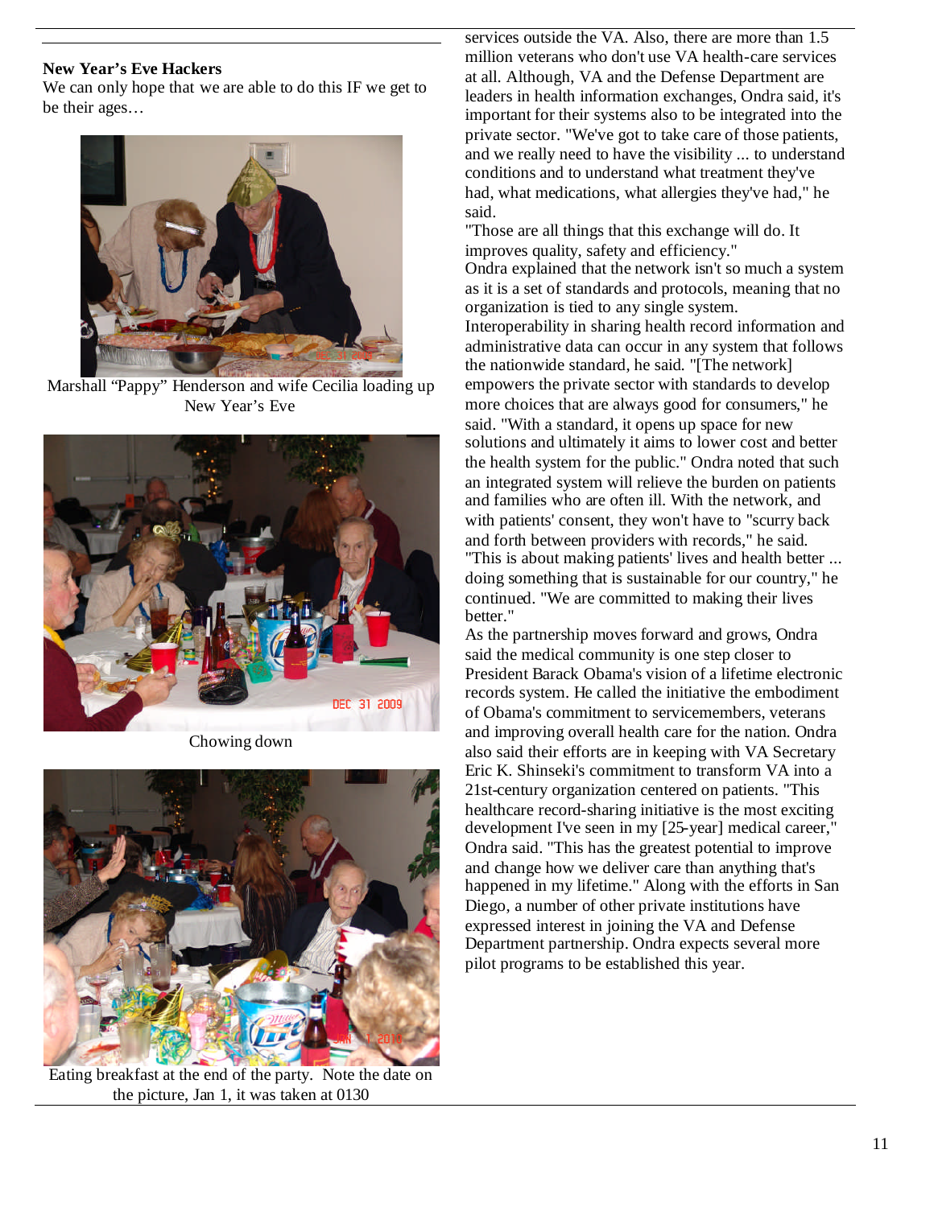**New Year's Eve Hackers**

We can only hope that we are able to do this IF we get to be their ages…

Marshall "Pappy" Henderson and wife Cecilia loading up New Year's Eve

Chowing down

Eating breakfast at the end of the party. Note the date on the picture, Jan 1, it was taken at 0130

services outside the VA. Also, there are more than 1.5 million veterans who don't use VA health-care services at all. Although, VA and the Defense Department are leaders in health information exchanges, Ondra said, it's important for their systems also to be integrated into the private sector. "We've got to take care of those patients, and we really need to have the visibility ... to understand conditions and to understand what treatment they've had, what medications, what allergies they've had," he said.

"Those are all things that this exchange will do. It improves quality, safety and efficiency."

Ondra explained that the network isn't so much a system as it is a set of standards and protocols, meaning that no organization is tied to any single system.

Interoperability in sharing health record information and administrative data can occur in any system that follows the nationwide standard, he said. "[The network] empowers the private sector with standards to develop more choices that are always good for consumers," he said. "With a standard, it opens up space for new solutions and ultimately it aims to lower cost and better the health system for the public." Ondra noted that such an integrated system will relieve the burden on patients and families who are often ill. With the network, and with patients' consent, they won't have to "scurry back and forth between providers with records," he said.

"This is about making patients' lives and health better ... doing something that is sustainable for our country," he continued. "We are committed to making their lives better."

As the partnership moves forward and grows, Ondra said the medical community is one step closer to President Barack Obama's vision of a lifetime electronic records system. He called the initiative the embodiment of Obama's commitment to servicemembers, veterans and improving overall health care for the nation. Ondra also said their efforts are in keeping with VA Secretary Eric K. Shinseki's commitment to transform VA into a 21st-century organization centered on patients. "This healthcare record-sharing initiative is the most exciting development I've seen in my [25-year] medical career," Ondra said. "This has the greatest potential to improve and change how we deliver care than anything that's happened in my lifetime." Along with the efforts in San Diego, a number of other private institutions have expressed interest in joining the VA and Defense Department partnership. Ondra expects several more pilot programs to be established this year.